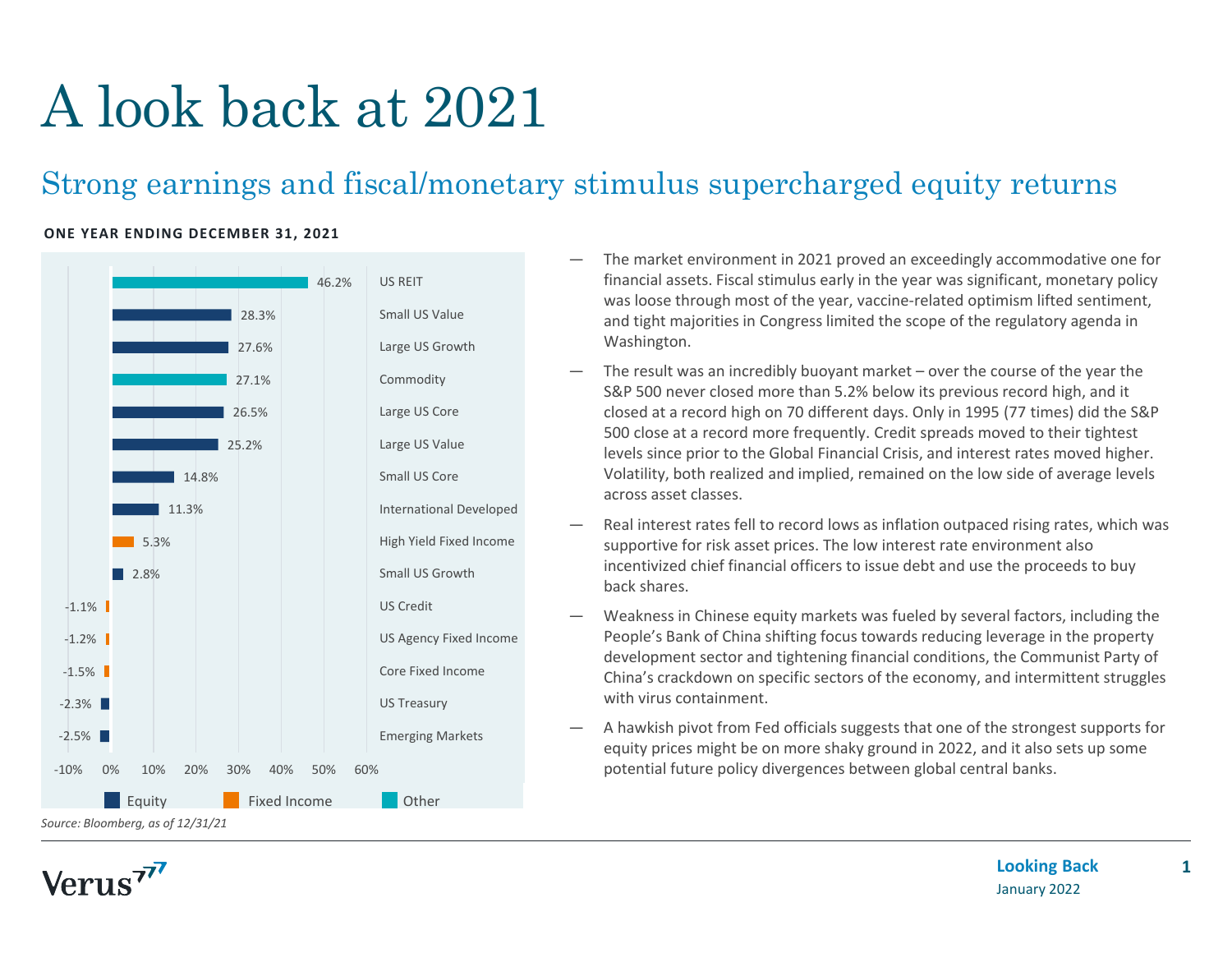# A look back at 2021

## Strong earnings and fiscal/monetary stimulus supercharged equity returns

**ONE YEAR ENDING DECEMBER 31, 2021**

| Asset Class | Return | Category |
|---|---|---|
| US REIT | 46.2% | Other |
| Small US Value | 28.3% | Equity |
| Large US Growth | 27.6% | Equity |
| Commodity | 27.1% | Other |
| Large US Core | 26.5% | Equity |
| Large US Value | 25.2% | Equity |
| Small US Core | 14.8% | Equity |
| International Developed | 11.3% | Equity |
| High Yield Fixed Income | 5.3% | Fixed Income |
| Small US Growth | 2.8% | Equity |
| US Credit | -1.1% | Fixed Income |
| US Agency Fixed Income | -1.2% | Fixed Income |
| Core Fixed Income | -1.5% | Fixed Income |
| US Treasury | -2.3% | Equity |
| Emerging Markets | -2.5% | Equity |

*Source: Bloomberg, as of 12/31/21*

- The market environment in 2021 proved an exceedingly accommodative one for financial assets. Fiscal stimulus early in the year was significant, monetary policy was loose through most of the year, vaccine-related optimism lifted sentiment, and tight majorities in Congress limited the scope of the regulatory agenda in Washington.
- The result was an incredibly buoyant market – over the course of the year the S&P 500 never closed more than 5.2% below its previous record high, and it closed at a record high on 70 different days. Only in 1995 (77 times) did the S&P 500 close at a record more frequently. Credit spreads moved to their tightest levels since prior to the Global Financial Crisis, and interest rates moved higher. Volatility, both realized and implied, remained on the low side of average levels across asset classes.
- Real interest rates fell to record lows as inflation outpaced rising rates, which was supportive for risk asset prices. The low interest rate environment also incentivized chief financial officers to issue debt and use the proceeds to buy back shares.
- Weakness in Chinese equity markets was fueled by several factors, including the People's Bank of China shifting focus towards reducing leverage in the property development sector and tightening financial conditions, the Communist Party of China's crackdown on specific sectors of the economy, and intermittent struggles with virus containment.
- A hawkish pivot from Fed officials suggests that one of the strongest supports for equity prices might be on more shaky ground in 2022, and it also sets up some potential future policy divergences between global central banks.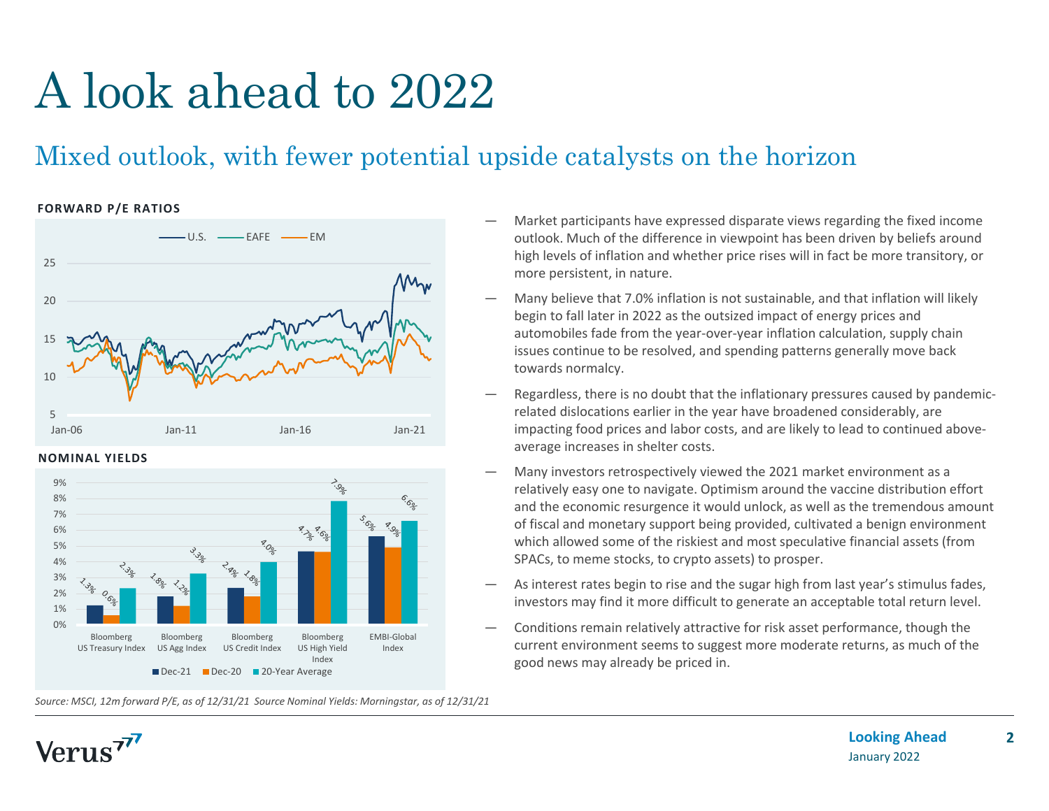# A look ahead to 2022

## Mixed outlook, with fewer potential upside catalysts on the horizon

**FORWARD P/E RATIOS**

U.S.
EAFE
EM

25
20
15
10
5

Jan-06
Jan-11
Jan-16
Jan-21

**NOMINAL YIELDS**

9%
8%
7%
6%
5%
4%
3%
2%
1%
0%

Bloomberg US Treasury Index: 1.3%, 0.6%, 2.3%
Bloomberg US Agg Index: 1.8%, 1.2%, 3.3%
Bloomberg US Credit Index: 2.4%, 1.8%, 4.0%
Bloomberg US High Yield Index: 4.7%, 4.6%, 7.9%
EMBI-Global Index: 5.6%, 4.9%, 6.6%

Dec-21
Dec-20
20-Year Average

*Source: MSCI, 12m forward P/E, as of 12/31/21 Source Nominal Yields: Morningstar, as of 12/31/21*

- Market participants have expressed disparate views regarding the fixed income outlook. Much of the difference in viewpoint has been driven by beliefs around high levels of inflation and whether price rises will in fact be more transitory, or more persistent, in nature.
- Many believe that 7.0% inflation is not sustainable, and that inflation will likely begin to fall later in 2022 as the outsized impact of energy prices and automobiles fade from the year-over-year inflation calculation, supply chain issues continue to be resolved, and spending patterns generally move back towards normalcy.
- Regardless, there is no doubt that the inflationary pressures caused by pandemic-related dislocations earlier in the year have broadened considerably, are impacting food prices and labor costs, and are likely to lead to continued above-average increases in shelter costs.
- Many investors retrospectively viewed the 2021 market environment as a relatively easy one to navigate. Optimism around the vaccine distribution effort and the economic resurgence it would unlock, as well as the tremendous amount of fiscal and monetary support being provided, cultivated a benign environment which allowed some of the riskiest and most speculative financial assets (from SPACs, to meme stocks, to crypto assets) to prosper.
- As interest rates begin to rise and the sugar high from last year's stimulus fades, investors may find it more difficult to generate an acceptable total return level.
- Conditions remain relatively attractive for risk asset performance, though the current environment seems to suggest more moderate returns, as much of the good news may already be priced in.